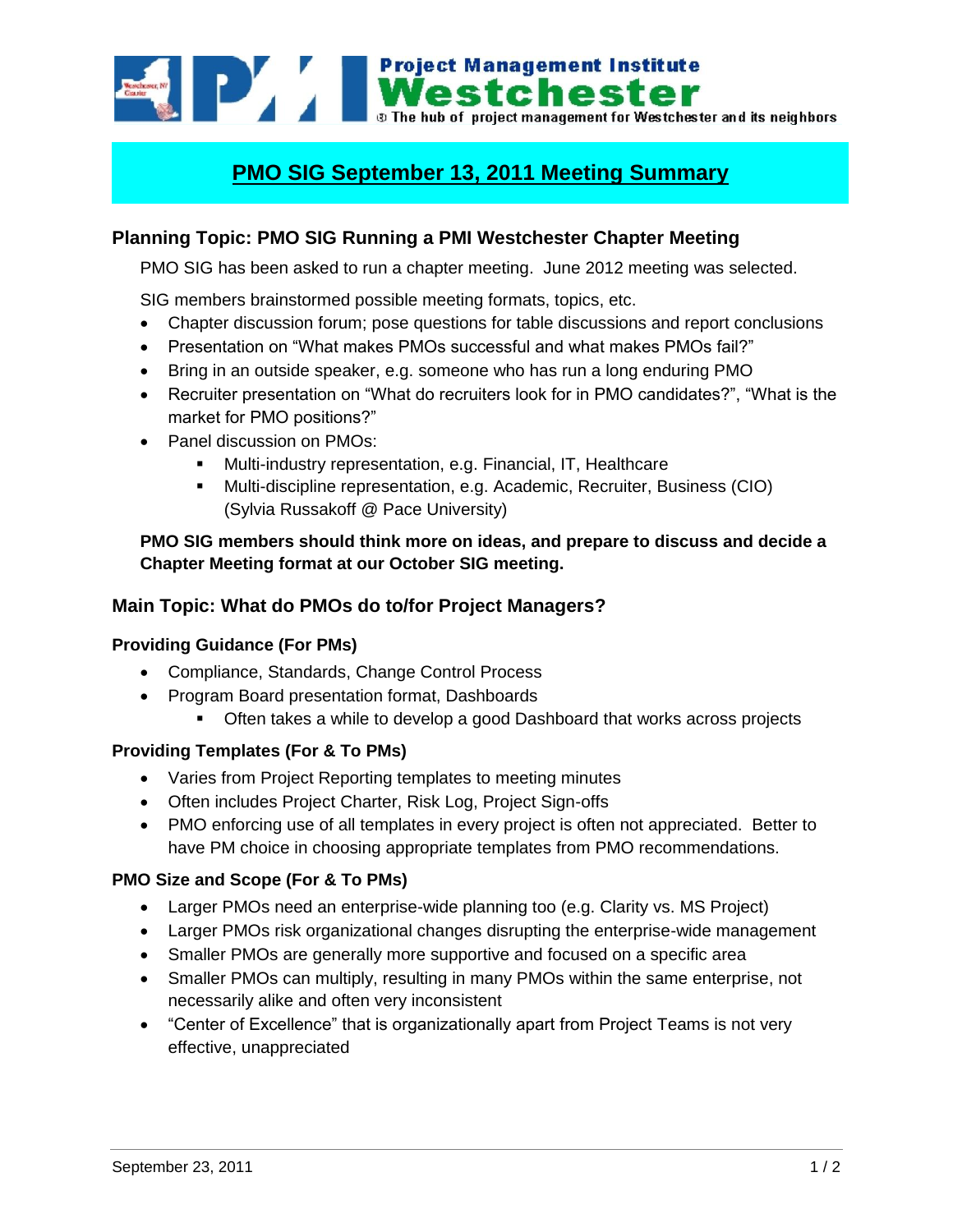Project Management Institute
Westchester
The hub of project management for Westchester and its neighbors

# PMO SIG September 13, 2011 Meeting Summary

## Planning Topic: PMO SIG Running a PMI Westchester Chapter Meeting

PMO SIG has been asked to run a chapter meeting. June 2012 meeting was selected.

SIG members brainstormed possible meeting formats, topics, etc.

- Chapter discussion forum; pose questions for table discussions and report conclusions
- Presentation on "What makes PMOs successful and what makes PMOs fail?"
- Bring in an outside speaker, e.g. someone who has run a long enduring PMO
- Recruiter presentation on "What do recruiters look for in PMO candidates?", "What is the market for PMO positions?"
- Panel discussion on PMOs:
  - Multi-industry representation, e.g. Financial, IT, Healthcare
  - Multi-discipline representation, e.g. Academic, Recruiter, Business (CIO) (Sylvia Russakoff @ Pace University)

**PMO SIG members should think more on ideas, and prepare to discuss and decide a Chapter Meeting format at our October SIG meeting.**

## Main Topic: What do PMOs do to/for Project Managers?

### Providing Guidance (For PMs)

- Compliance, Standards, Change Control Process
- Program Board presentation format, Dashboards
  - Often takes a while to develop a good Dashboard that works across projects

### Providing Templates (For & To PMs)

- Varies from Project Reporting templates to meeting minutes
- Often includes Project Charter, Risk Log, Project Sign-offs
- PMO enforcing use of all templates in every project is often not appreciated. Better to have PM choice in choosing appropriate templates from PMO recommendations.

### PMO Size and Scope (For & To PMs)

- Larger PMOs need an enterprise-wide planning too (e.g. Clarity vs. MS Project)
- Larger PMOs risk organizational changes disrupting the enterprise-wide management
- Smaller PMOs are generally more supportive and focused on a specific area
- Smaller PMOs can multiply, resulting in many PMOs within the same enterprise, not necessarily alike and often very inconsistent
- "Center of Excellence" that is organizationally apart from Project Teams is not very effective, unappreciated

September 23, 2011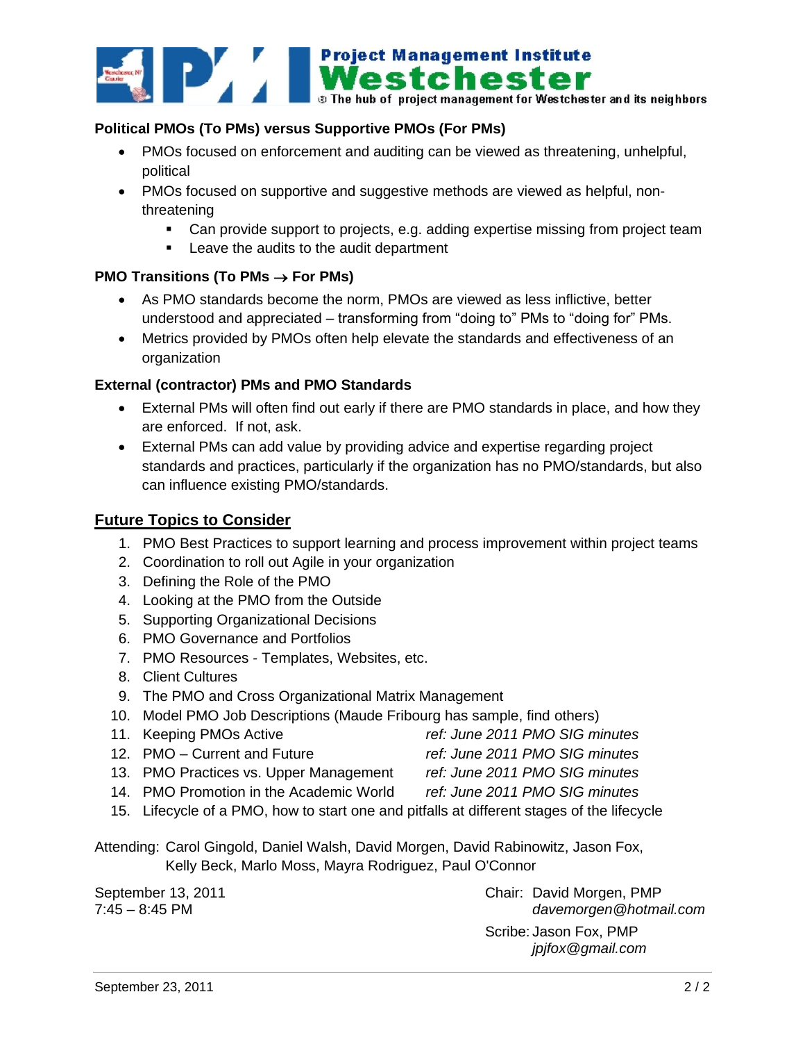**Political PMOs (To PMs) versus Supportive PMOs (For PMs)**

- PMOs focused on enforcement and auditing can be viewed as threatening, unhelpful, political
- PMOs focused on supportive and suggestive methods are viewed as helpful, non-threatening
  - Can provide support to projects, e.g. adding expertise missing from project team
  - Leave the audits to the audit department

**PMO Transitions (To PMs → For PMs)**

- As PMO standards become the norm, PMOs are viewed as less inflictive, better understood and appreciated – transforming from "doing to" PMs to "doing for" PMs.
- Metrics provided by PMOs often help elevate the standards and effectiveness of an organization

**External (contractor) PMs and PMO Standards**

- External PMs will often find out early if there are PMO standards in place, and how they are enforced. If not, ask.
- External PMs can add value by providing advice and expertise regarding project standards and practices, particularly if the organization has no PMO/standards, but also can influence existing PMO/standards.

## Future Topics to Consider

1. PMO Best Practices to support learning and process improvement within project teams
2. Coordination to roll out Agile in your organization
3. Defining the Role of the PMO
4. Looking at the PMO from the Outside
5. Supporting Organizational Decisions
6. PMO Governance and Portfolios
7. PMO Resources - Templates, Websites, etc.
8. Client Cultures
9. The PMO and Cross Organizational Matrix Management
10. Model PMO Job Descriptions (Maude Fribourg has sample, find others)
11. Keeping PMOs Active *ref: June 2011 PMO SIG minutes*
12. PMO – Current and Future *ref: June 2011 PMO SIG minutes*
13. PMO Practices vs. Upper Management *ref: June 2011 PMO SIG minutes*
14. PMO Promotion in the Academic World *ref: June 2011 PMO SIG minutes*
15. Lifecycle of a PMO, how to start one and pitfalls at different stages of the lifecycle

Attending: Carol Gingold, Daniel Walsh, David Morgen, David Rabinowitz, Jason Fox, Kelly Beck, Marlo Moss, Mayra Rodriguez, Paul O'Connor

September 13, 2011
7:45 – 8:45 PM

Chair: David Morgen, PMP
*davemorgen@hotmail.com*

Scribe: Jason Fox, PMP
*jpjfox@gmail.com*